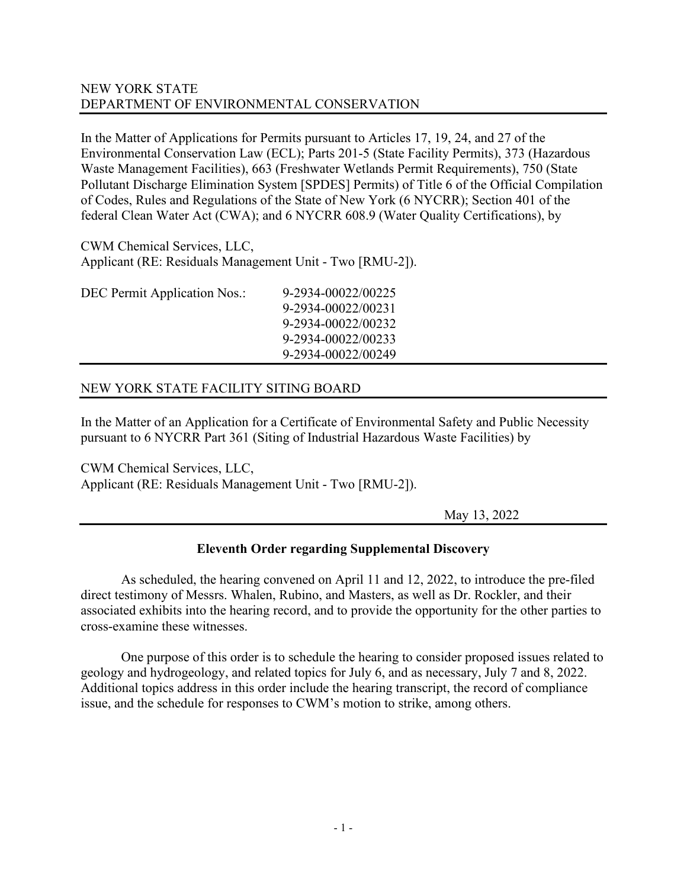NEW YORK STATE
DEPARTMENT OF ENVIRONMENTAL CONSERVATION

In the Matter of Applications for Permits pursuant to Articles 17, 19, 24, and 27 of the Environmental Conservation Law (ECL); Parts 201-5 (State Facility Permits), 373 (Hazardous Waste Management Facilities), 663 (Freshwater Wetlands Permit Requirements), 750 (State Pollutant Discharge Elimination System [SPDES] Permits) of Title 6 of the Official Compilation of Codes, Rules and Regulations of the State of New York (6 NYCRR); Section 401 of the federal Clean Water Act (CWA); and 6 NYCRR 608.9 (Water Quality Certifications), by

CWM Chemical Services, LLC,
Applicant (RE: Residuals Management Unit - Two [RMU-2]).

| DEC Permit Application Nos.: | 9-2934-00022/00225 |
|---|---|
| | 9-2934-00022/00231 |
| | 9-2934-00022/00232 |
| | 9-2934-00022/00233 |
| | 9-2934-00022/00249 |

NEW YORK STATE FACILITY SITING BOARD

In the Matter of an Application for a Certificate of Environmental Safety and Public Necessity pursuant to 6 NYCRR Part 361 (Siting of Industrial Hazardous Waste Facilities) by

CWM Chemical Services, LLC,
Applicant (RE: Residuals Management Unit - Two [RMU-2]).

May 13, 2022

## Eleventh Order regarding Supplemental Discovery

As scheduled, the hearing convened on April 11 and 12, 2022, to introduce the pre-filed direct testimony of Messrs. Whalen, Rubino, and Masters, as well as Dr. Rockler, and their associated exhibits into the hearing record, and to provide the opportunity for the other parties to cross-examine these witnesses.

One purpose of this order is to schedule the hearing to consider proposed issues related to geology and hydrogeology, and related topics for July 6, and as necessary, July 7 and 8, 2022. Additional topics address in this order include the hearing transcript, the record of compliance issue, and the schedule for responses to CWM's motion to strike, among others.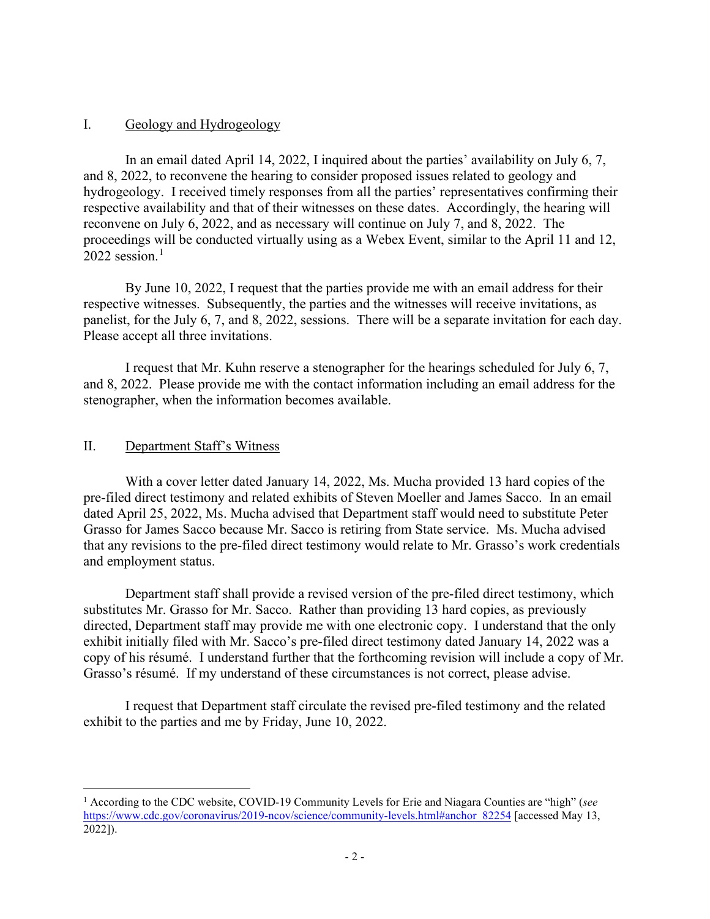## I. Geology and Hydrogeology

In an email dated April 14, 2022, I inquired about the parties' availability on July 6, 7, and 8, 2022, to reconvene the hearing to consider proposed issues related to geology and hydrogeology. I received timely responses from all the parties' representatives confirming their respective availability and that of their witnesses on these dates. Accordingly, the hearing will reconvene on July 6, 2022, and as necessary will continue on July 7, and 8, 2022. The proceedings will be conducted virtually using as a Webex Event, similar to the April 11 and 12, 2022 session.[1]

By June 10, 2022, I request that the parties provide me with an email address for their respective witnesses. Subsequently, the parties and the witnesses will receive invitations, as panelist, for the July 6, 7, and 8, 2022, sessions. There will be a separate invitation for each day. Please accept all three invitations.

I request that Mr. Kuhn reserve a stenographer for the hearings scheduled for July 6, 7, and 8, 2022. Please provide me with the contact information including an email address for the stenographer, when the information becomes available.

## II. Department Staff's Witness

With a cover letter dated January 14, 2022, Ms. Mucha provided 13 hard copies of the pre-filed direct testimony and related exhibits of Steven Moeller and James Sacco. In an email dated April 25, 2022, Ms. Mucha advised that Department staff would need to substitute Peter Grasso for James Sacco because Mr. Sacco is retiring from State service. Ms. Mucha advised that any revisions to the pre-filed direct testimony would relate to Mr. Grasso's work credentials and employment status.

Department staff shall provide a revised version of the pre-filed direct testimony, which substitutes Mr. Grasso for Mr. Sacco. Rather than providing 13 hard copies, as previously directed, Department staff may provide me with one electronic copy. I understand that the only exhibit initially filed with Mr. Sacco's pre-filed direct testimony dated January 14, 2022 was a copy of his résumé. I understand further that the forthcoming revision will include a copy of Mr. Grasso's résumé. If my understand of these circumstances is not correct, please advise.

I request that Department staff circulate the revised pre-filed testimony and the related exhibit to the parties and me by Friday, June 10, 2022.

---

[1] According to the CDC website, COVID-19 Community Levels for Erie and Niagara Counties are "high" (*see* https://www.cdc.gov/coronavirus/2019-ncov/science/community-levels.html#anchor_82254 [accessed May 13, 2022]).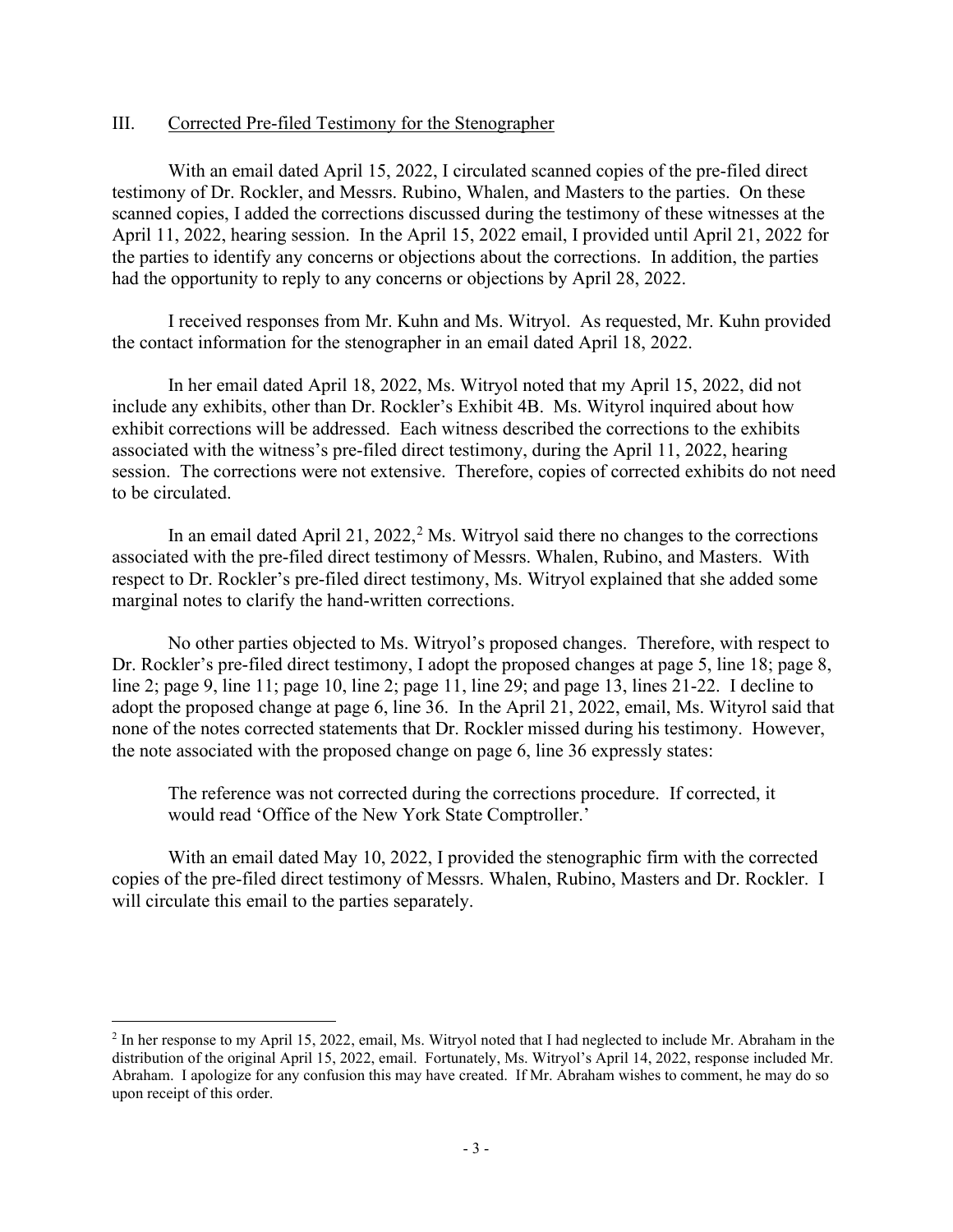## III. Corrected Pre-filed Testimony for the Stenographer

With an email dated April 15, 2022, I circulated scanned copies of the pre-filed direct testimony of Dr. Rockler, and Messrs. Rubino, Whalen, and Masters to the parties. On these scanned copies, I added the corrections discussed during the testimony of these witnesses at the April 11, 2022, hearing session. In the April 15, 2022 email, I provided until April 21, 2022 for the parties to identify any concerns or objections about the corrections. In addition, the parties had the opportunity to reply to any concerns or objections by April 28, 2022.

I received responses from Mr. Kuhn and Ms. Witryol. As requested, Mr. Kuhn provided the contact information for the stenographer in an email dated April 18, 2022.

In her email dated April 18, 2022, Ms. Witryol noted that my April 15, 2022, did not include any exhibits, other than Dr. Rockler's Exhibit 4B. Ms. Wityrol inquired about how exhibit corrections will be addressed. Each witness described the corrections to the exhibits associated with the witness's pre-filed direct testimony, during the April 11, 2022, hearing session. The corrections were not extensive. Therefore, copies of corrected exhibits do not need to be circulated.

In an email dated April 21, 2022,[2] Ms. Witryol said there no changes to the corrections associated with the pre-filed direct testimony of Messrs. Whalen, Rubino, and Masters. With respect to Dr. Rockler's pre-filed direct testimony, Ms. Witryol explained that she added some marginal notes to clarify the hand-written corrections.

No other parties objected to Ms. Witryol's proposed changes. Therefore, with respect to Dr. Rockler's pre-filed direct testimony, I adopt the proposed changes at page 5, line 18; page 8, line 2; page 9, line 11; page 10, line 2; page 11, line 29; and page 13, lines 21-22. I decline to adopt the proposed change at page 6, line 36. In the April 21, 2022, email, Ms. Wityrol said that none of the notes corrected statements that Dr. Rockler missed during his testimony. However, the note associated with the proposed change on page 6, line 36 expressly states:

> The reference was not corrected during the corrections procedure. If corrected, it would read 'Office of the New York State Comptroller.'

With an email dated May 10, 2022, I provided the stenographic firm with the corrected copies of the pre-filed direct testimony of Messrs. Whalen, Rubino, Masters and Dr. Rockler. I will circulate this email to the parties separately.

---

[2] In her response to my April 15, 2022, email, Ms. Witryol noted that I had neglected to include Mr. Abraham in the distribution of the original April 15, 2022, email. Fortunately, Ms. Witryol's April 14, 2022, response included Mr. Abraham. I apologize for any confusion this may have created. If Mr. Abraham wishes to comment, he may do so upon receipt of this order.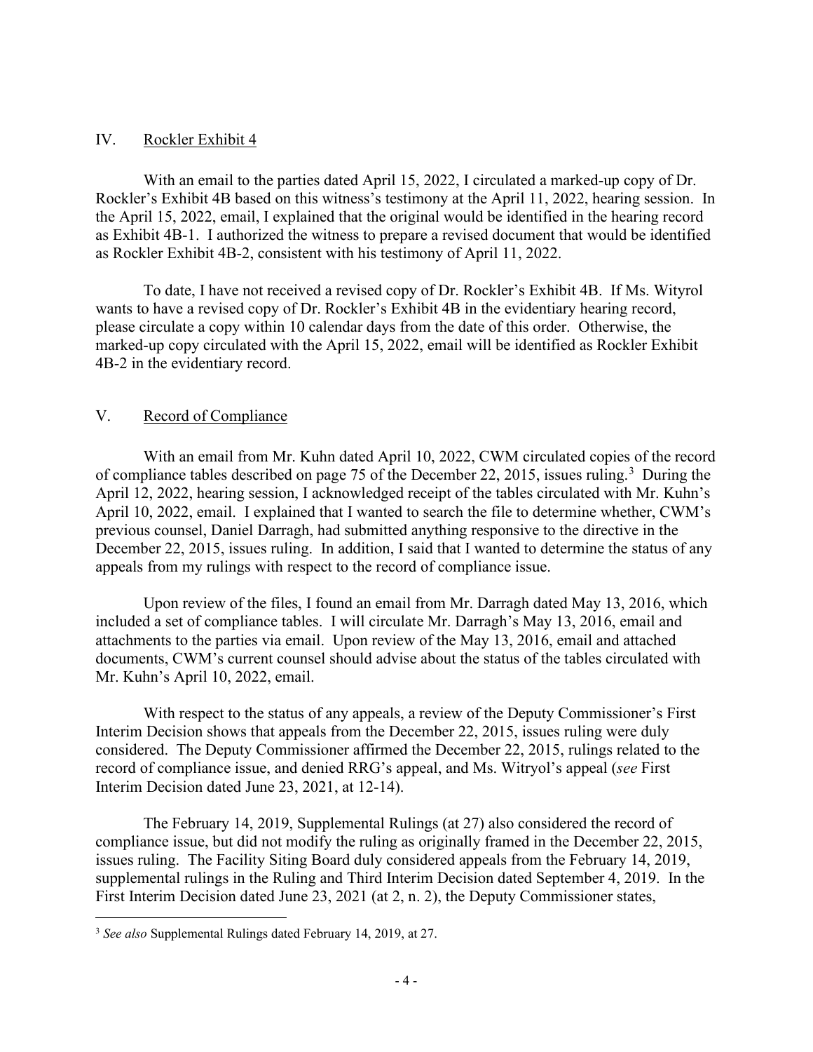## IV. Rockler Exhibit 4

With an email to the parties dated April 15, 2022, I circulated a marked-up copy of Dr. Rockler's Exhibit 4B based on this witness's testimony at the April 11, 2022, hearing session. In the April 15, 2022, email, I explained that the original would be identified in the hearing record as Exhibit 4B-1. I authorized the witness to prepare a revised document that would be identified as Rockler Exhibit 4B-2, consistent with his testimony of April 11, 2022.

To date, I have not received a revised copy of Dr. Rockler's Exhibit 4B. If Ms. Wityrol wants to have a revised copy of Dr. Rockler's Exhibit 4B in the evidentiary hearing record, please circulate a copy within 10 calendar days from the date of this order. Otherwise, the marked-up copy circulated with the April 15, 2022, email will be identified as Rockler Exhibit 4B-2 in the evidentiary record.

## V. Record of Compliance

With an email from Mr. Kuhn dated April 10, 2022, CWM circulated copies of the record of compliance tables described on page 75 of the December 22, 2015, issues ruling.[3] During the April 12, 2022, hearing session, I acknowledged receipt of the tables circulated with Mr. Kuhn's April 10, 2022, email. I explained that I wanted to search the file to determine whether, CWM's previous counsel, Daniel Darragh, had submitted anything responsive to the directive in the December 22, 2015, issues ruling. In addition, I said that I wanted to determine the status of any appeals from my rulings with respect to the record of compliance issue.

Upon review of the files, I found an email from Mr. Darragh dated May 13, 2016, which included a set of compliance tables. I will circulate Mr. Darragh's May 13, 2016, email and attachments to the parties via email. Upon review of the May 13, 2016, email and attached documents, CWM's current counsel should advise about the status of the tables circulated with Mr. Kuhn's April 10, 2022, email.

With respect to the status of any appeals, a review of the Deputy Commissioner's First Interim Decision shows that appeals from the December 22, 2015, issues ruling were duly considered. The Deputy Commissioner affirmed the December 22, 2015, rulings related to the record of compliance issue, and denied RRG's appeal, and Ms. Witryol's appeal (*see* First Interim Decision dated June 23, 2021, at 12-14).

The February 14, 2019, Supplemental Rulings (at 27) also considered the record of compliance issue, but did not modify the ruling as originally framed in the December 22, 2015, issues ruling. The Facility Siting Board duly considered appeals from the February 14, 2019, supplemental rulings in the Ruling and Third Interim Decision dated September 4, 2019. In the First Interim Decision dated June 23, 2021 (at 2, n. 2), the Deputy Commissioner states,

---

[3] *See also* Supplemental Rulings dated February 14, 2019, at 27.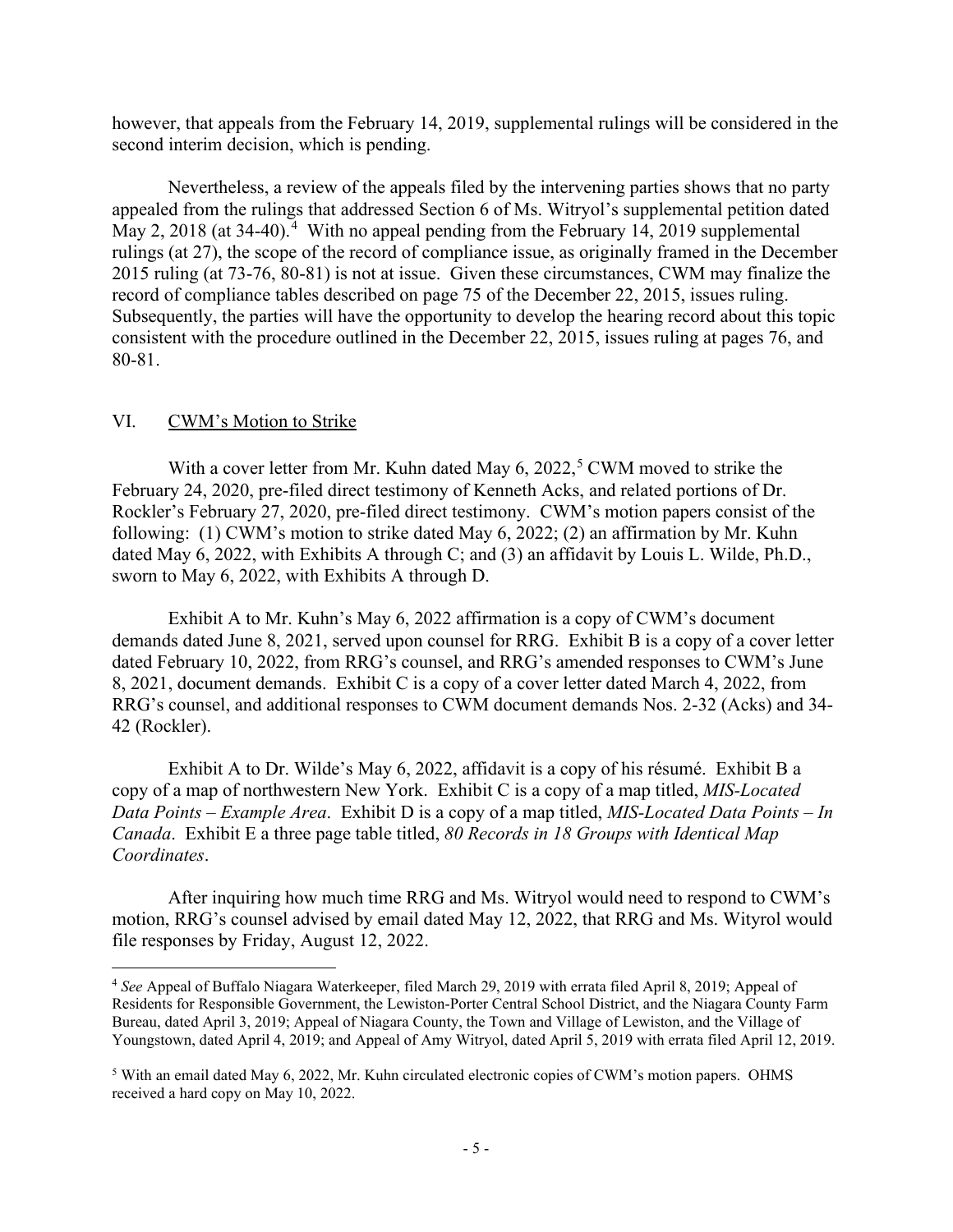however, that appeals from the February 14, 2019, supplemental rulings will be considered in the second interim decision, which is pending.

Nevertheless, a review of the appeals filed by the intervening parties shows that no party appealed from the rulings that addressed Section 6 of Ms. Witryol's supplemental petition dated May 2, 2018 (at 34-40).[4] With no appeal pending from the February 14, 2019 supplemental rulings (at 27), the scope of the record of compliance issue, as originally framed in the December 2015 ruling (at 73-76, 80-81) is not at issue. Given these circumstances, CWM may finalize the record of compliance tables described on page 75 of the December 22, 2015, issues ruling. Subsequently, the parties will have the opportunity to develop the hearing record about this topic consistent with the procedure outlined in the December 22, 2015, issues ruling at pages 76, and 80-81.

## VI. CWM's Motion to Strike

With a cover letter from Mr. Kuhn dated May 6, 2022,[5] CWM moved to strike the February 24, 2020, pre-filed direct testimony of Kenneth Acks, and related portions of Dr. Rockler's February 27, 2020, pre-filed direct testimony. CWM's motion papers consist of the following: (1) CWM's motion to strike dated May 6, 2022; (2) an affirmation by Mr. Kuhn dated May 6, 2022, with Exhibits A through C; and (3) an affidavit by Louis L. Wilde, Ph.D., sworn to May 6, 2022, with Exhibits A through D.

Exhibit A to Mr. Kuhn's May 6, 2022 affirmation is a copy of CWM's document demands dated June 8, 2021, served upon counsel for RRG. Exhibit B is a copy of a cover letter dated February 10, 2022, from RRG's counsel, and RRG's amended responses to CWM's June 8, 2021, document demands. Exhibit C is a copy of a cover letter dated March 4, 2022, from RRG's counsel, and additional responses to CWM document demands Nos. 2-32 (Acks) and 34-42 (Rockler).

Exhibit A to Dr. Wilde's May 6, 2022, affidavit is a copy of his résumé. Exhibit B a copy of a map of northwestern New York. Exhibit C is a copy of a map titled, *MIS-Located Data Points – Example Area*. Exhibit D is a copy of a map titled, *MIS-Located Data Points – In Canada*. Exhibit E a three page table titled, *80 Records in 18 Groups with Identical Map Coordinates*.

After inquiring how much time RRG and Ms. Witryol would need to respond to CWM's motion, RRG's counsel advised by email dated May 12, 2022, that RRG and Ms. Wityrol would file responses by Friday, August 12, 2022.

---

[4] *See* Appeal of Buffalo Niagara Waterkeeper, filed March 29, 2019 with errata filed April 8, 2019; Appeal of Residents for Responsible Government, the Lewiston-Porter Central School District, and the Niagara County Farm Bureau, dated April 3, 2019; Appeal of Niagara County, the Town and Village of Lewiston, and the Village of Youngstown, dated April 4, 2019; and Appeal of Amy Witryol, dated April 5, 2019 with errata filed April 12, 2019.

[5] With an email dated May 6, 2022, Mr. Kuhn circulated electronic copies of CWM's motion papers. OHMS received a hard copy on May 10, 2022.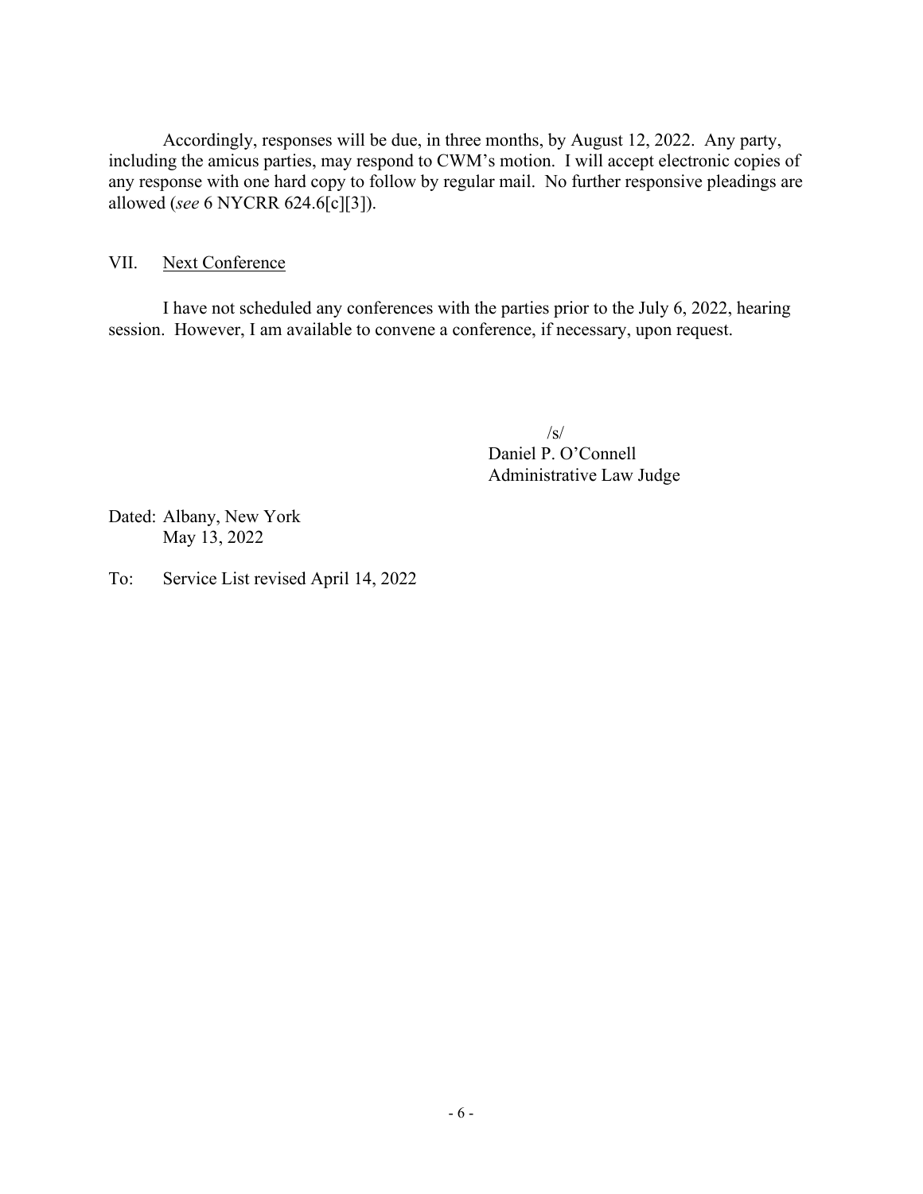Accordingly, responses will be due, in three months, by August 12, 2022. Any party, including the amicus parties, may respond to CWM's motion. I will accept electronic copies of any response with one hard copy to follow by regular mail. No further responsive pleadings are allowed (*see* 6 NYCRR 624.6[c][3]).

## VII. Next Conference

I have not scheduled any conferences with the parties prior to the July 6, 2022, hearing session. However, I am available to convene a conference, if necessary, upon request.

/s/
Daniel P. O'Connell
Administrative Law Judge

Dated: Albany, New York
May 13, 2022

To: Service List revised April 14, 2022